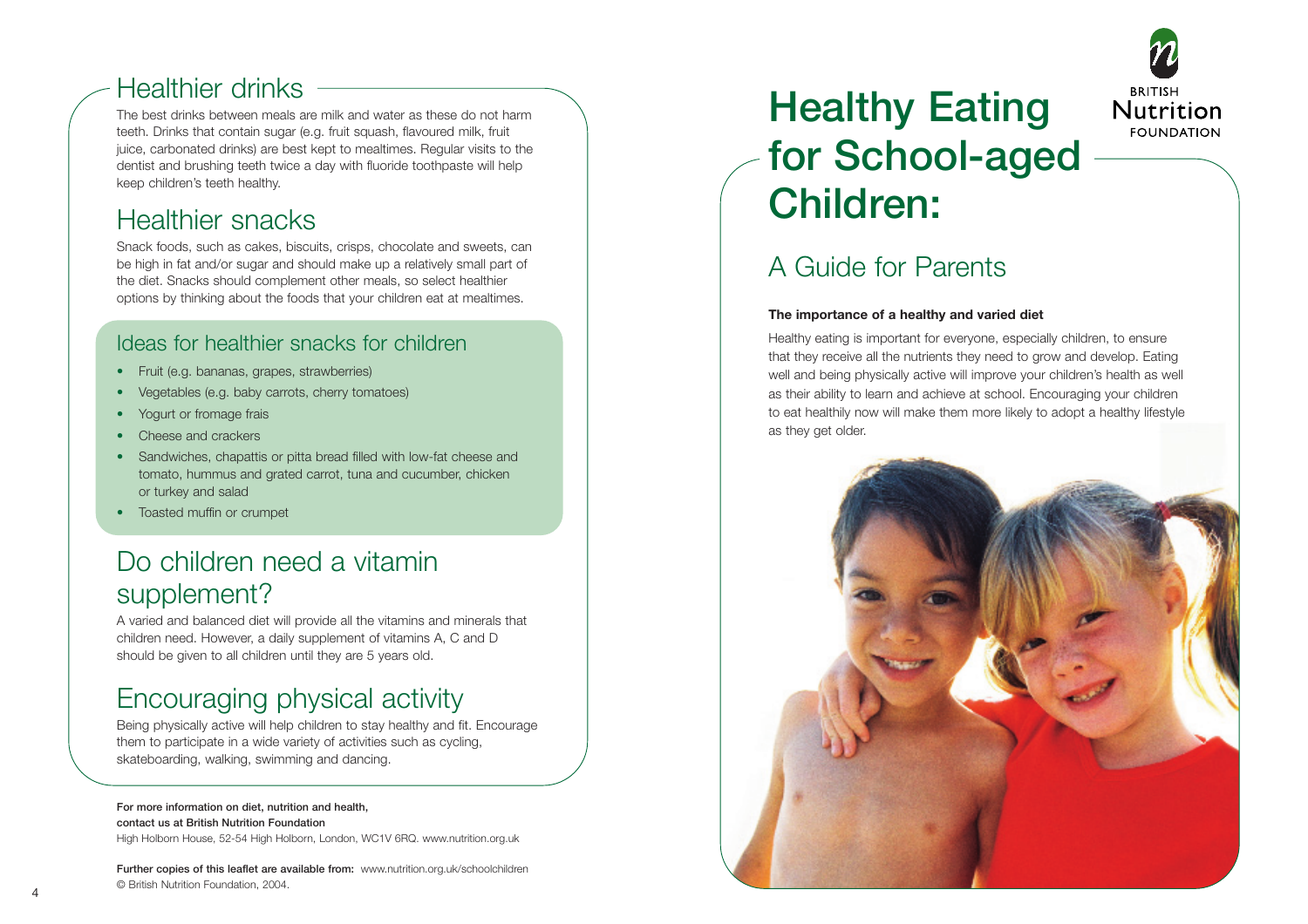# Healthy Eating for School-aged Children:

## A Guide for Parents

**The importance of a healthy and varied diet**

Healthy eating is important for everyone, especially children, to ensure that they receive all the nutrients they need to grow and develop. Eating well and being physically active will improve your children's health as well as their ability to learn and achieve at school. Encouraging your children to eat healthily now will make them more likely to adopt a healthy lifestyle as they get older.

## Healthier drinks

The best drinks between meals are milk and water as these do not harm teeth. Drinks that contain sugar (e.g. fruit squash, flavoured milk, fruit juice, carbonated drinks) are best kept to mealtimes. Regular visits to the dentist and brushing teeth twice a day with fluoride toothpaste will help keep children's teeth healthy.

## Healthier snacks

Snack foods, such as cakes, biscuits, crisps, chocolate and sweets, can be high in fat and/or sugar and should make up a relatively small part of the diet. Snacks should complement other meals, so select healthier options by thinking about the foods that your children eat at mealtimes.

### Ideas for healthier snacks for children

- Fruit (e.g. bananas, grapes, strawberries)
- Vegetables (e.g. baby carrots, cherry tomatoes)
- Yogurt or fromage frais
- Cheese and crackers
- Sandwiches, chapattis or pitta bread filled with low-fat cheese and tomato, hummus and grated carrot, tuna and cucumber, chicken or turkey and salad
- Toasted muffin or crumpet

## Do children need a vitamin supplement?

A varied and balanced diet will provide all the vitamins and minerals that children need. However, a daily supplement of vitamins A, C and D should be given to all children until they are 5 years old.

## Encouraging physical activity

Being physically active will help children to stay healthy and fit. Encourage them to participate in a wide variety of activities such as cycling, skateboarding, walking, swimming and dancing.

**For more information on diet, nutrition and health, contact us at British Nutrition Foundation**
High Holborn House, 52-54 High Holborn, London, WC1V 6RQ. www.nutrition.org.uk

**Further copies of this leaflet are available from:** www.nutrition.org.uk/schoolchildren
© British Nutrition Foundation, 2004.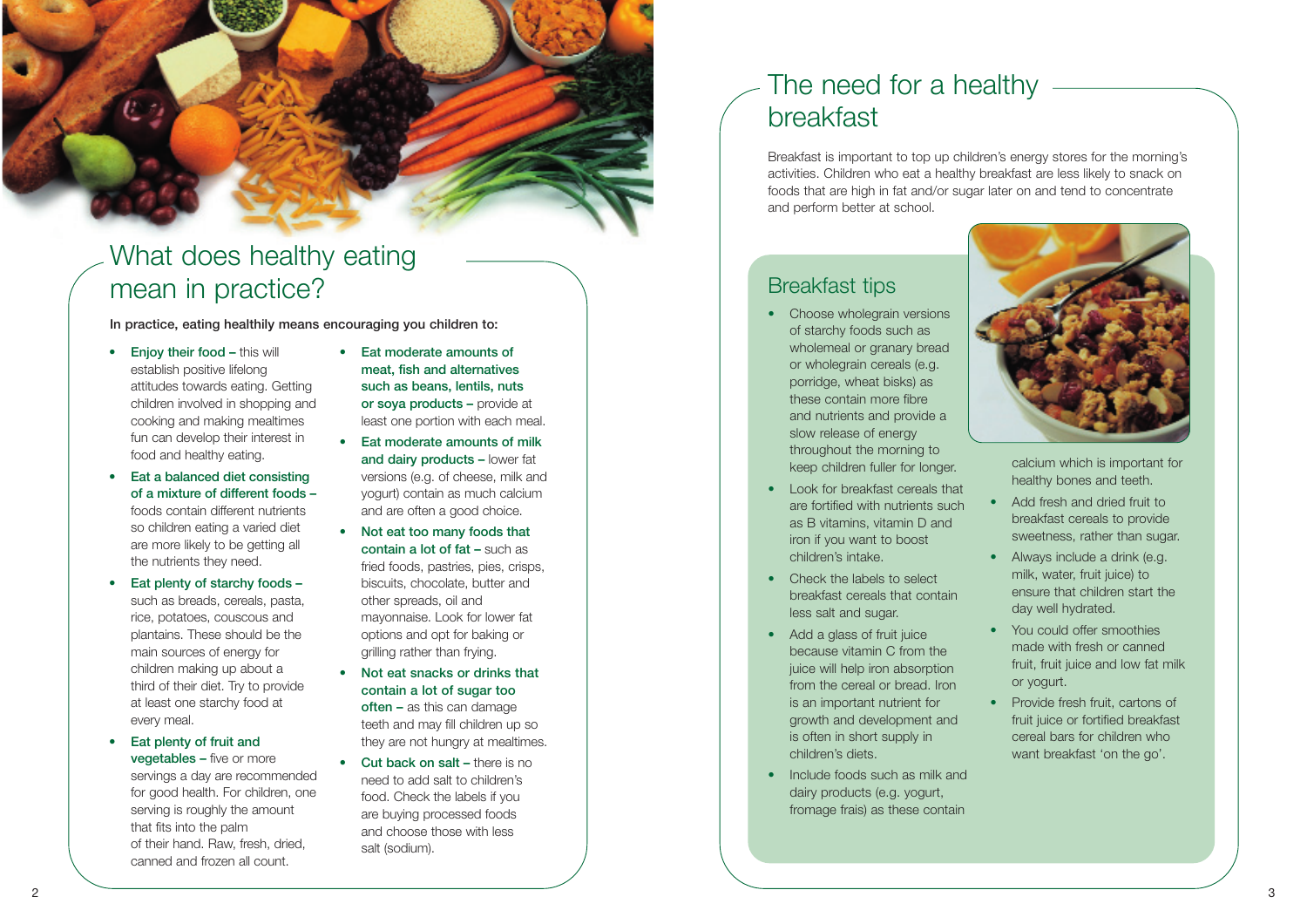## What does healthy eating mean in practice?

**In practice, eating healthily means encouraging you children to:**

- **Enjoy their food –** this will establish positive lifelong attitudes towards eating. Getting children involved in shopping and cooking and making mealtimes fun can develop their interest in food and healthy eating.
- **Eat a balanced diet consisting of a mixture of different foods –** foods contain different nutrients so children eating a varied diet are more likely to be getting all the nutrients they need.
- **Eat plenty of starchy foods –** such as breads, cereals, pasta, rice, potatoes, couscous and plantains. These should be the main sources of energy for children making up about a third of their diet. Try to provide at least one starchy food at every meal.
- **Eat plenty of fruit and vegetables –** five or more servings a day are recommended for good health. For children, one serving is roughly the amount that fits into the palm of their hand. Raw, fresh, dried, canned and frozen all count.
- **Eat moderate amounts of meat, fish and alternatives such as beans, lentils, nuts or soya products –** provide at least one portion with each meal.
- **Eat moderate amounts of milk and dairy products –** lower fat versions (e.g. of cheese, milk and yogurt) contain as much calcium and are often a good choice.
- **Not eat too many foods that contain a lot of fat –** such as fried foods, pastries, pies, crisps, biscuits, chocolate, butter and other spreads, oil and mayonnaise. Look for lower fat options and opt for baking or grilling rather than frying.
- **Not eat snacks or drinks that contain a lot of sugar too often –** as this can damage teeth and may fill children up so they are not hungry at mealtimes.
- **Cut back on salt –** there is no need to add salt to children's food. Check the labels if you are buying processed foods and choose those with less salt (sodium).

## The need for a healthy breakfast

Breakfast is important to top up children's energy stores for the morning's activities. Children who eat a healthy breakfast are less likely to snack on foods that are high in fat and/or sugar later on and tend to concentrate and perform better at school.

### Breakfast tips

- Choose wholegrain versions of starchy foods such as wholemeal or granary bread or wholegrain cereals (e.g. porridge, wheat bisks) as these contain more fibre and nutrients and provide a slow release of energy throughout the morning to keep children fuller for longer.
- Look for breakfast cereals that are fortified with nutrients such as B vitamins, vitamin D and iron if you want to boost children's intake.
- Check the labels to select breakfast cereals that contain less salt and sugar.
- Add a glass of fruit juice because vitamin C from the juice will help iron absorption from the cereal or bread. Iron is an important nutrient for growth and development and is often in short supply in children's diets.
- Include foods such as milk and dairy products (e.g. yogurt, fromage frais) as these contain calcium which is important for healthy bones and teeth.
- Add fresh and dried fruit to breakfast cereals to provide sweetness, rather than sugar.
- Always include a drink (e.g. milk, water, fruit juice) to ensure that children start the day well hydrated.
- You could offer smoothies made with fresh or canned fruit, fruit juice and low fat milk or yogurt.
- Provide fresh fruit, cartons of fruit juice or fortified breakfast cereal bars for children who want breakfast 'on the go'.